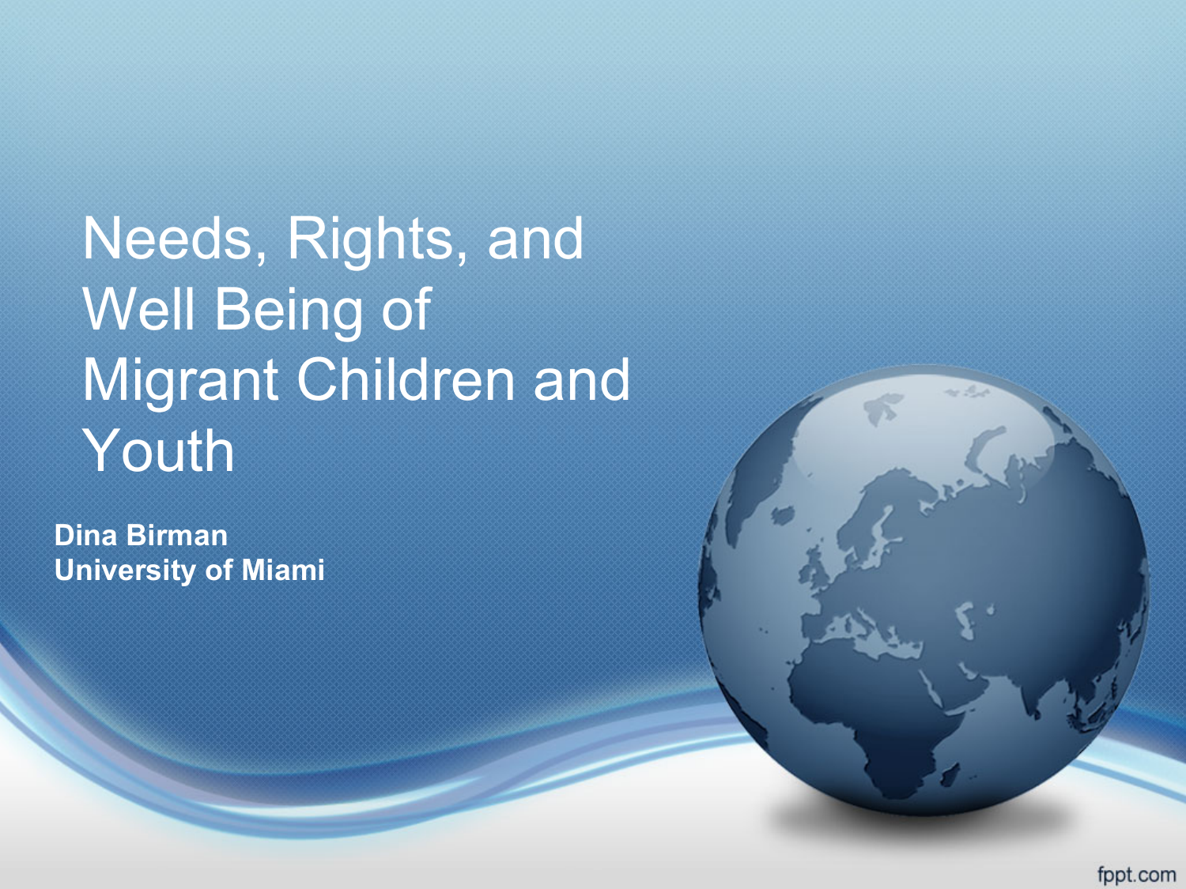# Needs, Rights, and Well Being of Migrant Children and Youth

**Dina Birman**
**University of Miami**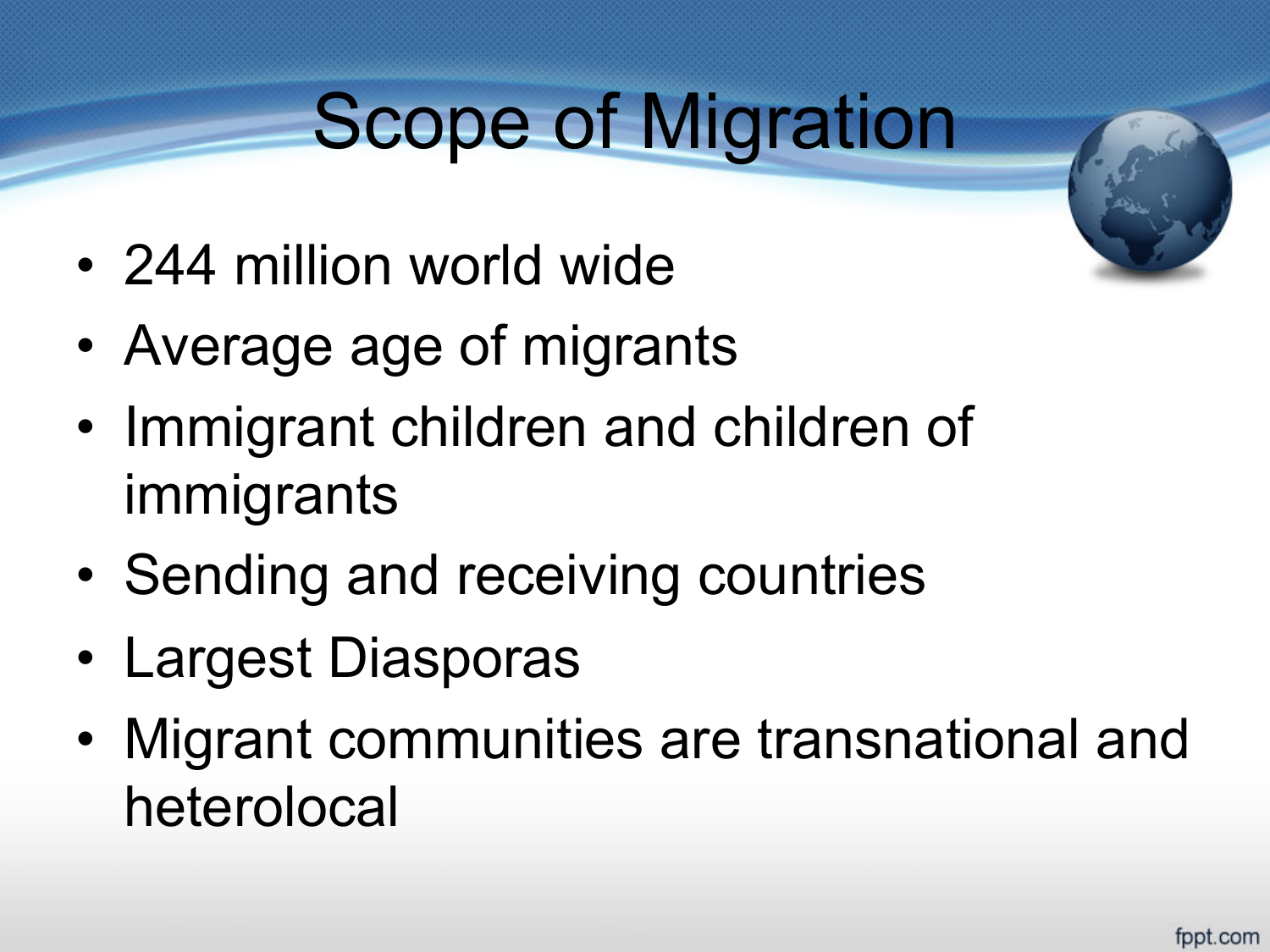# Scope of Migration

- 244 million world wide
- Average age of migrants
- Immigrant children and children of immigrants
- Sending and receiving countries
- Largest Diasporas
- Migrant communities are transnational and heterolocal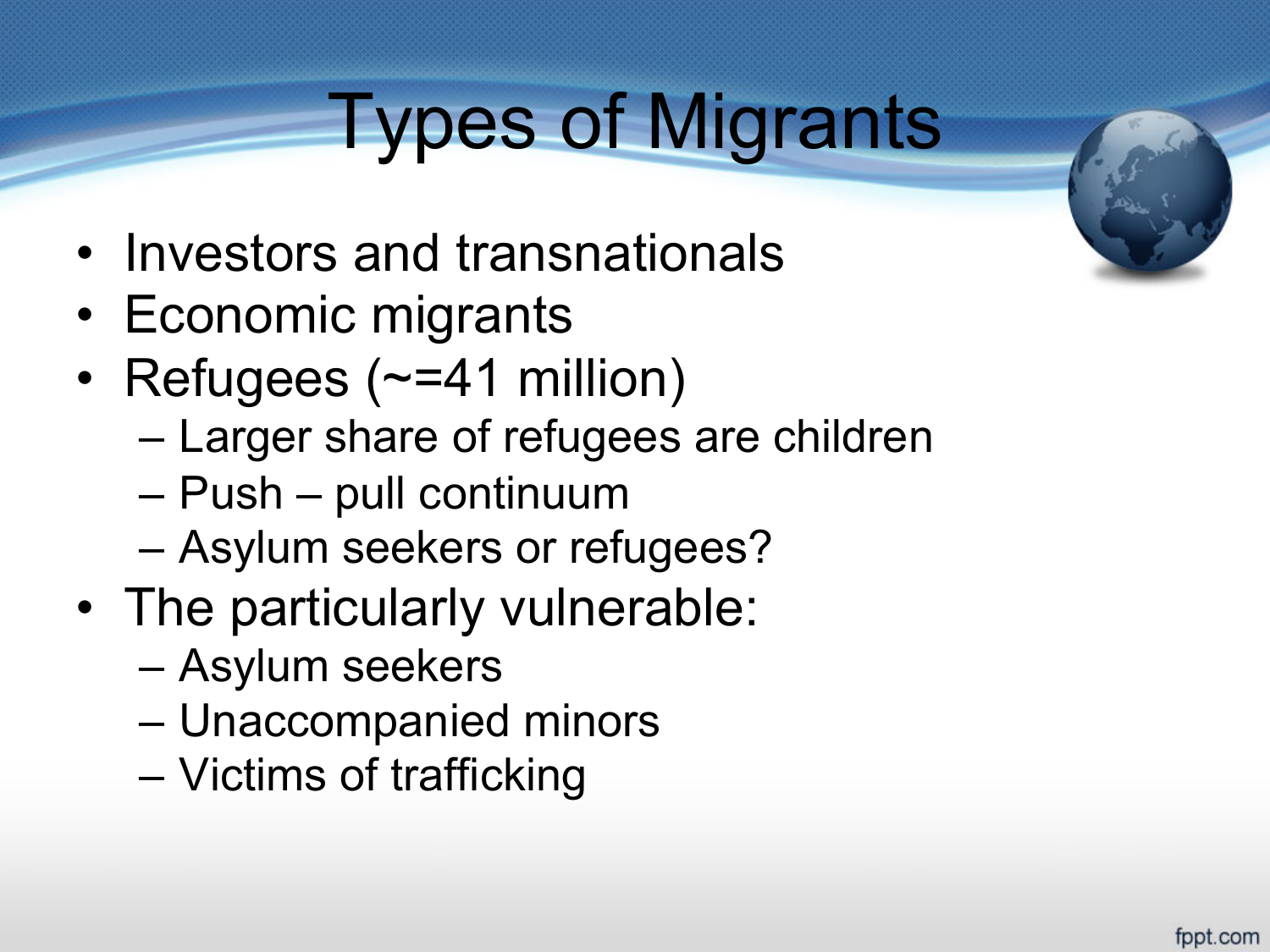# Types of Migrants

- Investors and transnationals
- Economic migrants
- Refugees (~=41 million)
  - Larger share of refugees are children
  - Push – pull continuum
  - Asylum seekers or refugees?
- The particularly vulnerable:
  - Asylum seekers
  - Unaccompanied minors
  - Victims of trafficking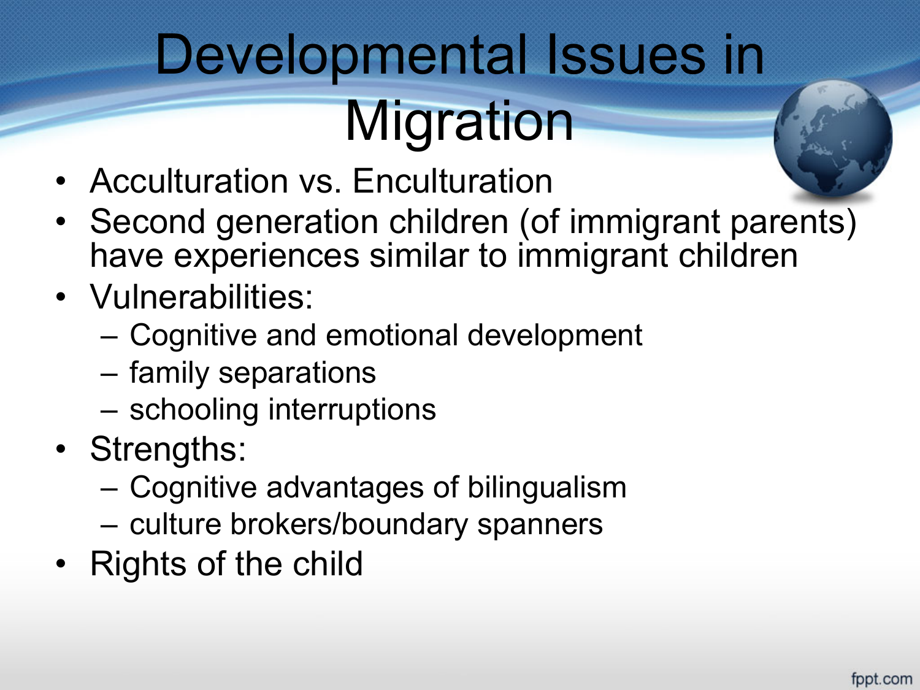# Developmental Issues in Migration

- Acculturation vs. Enculturation
- Second generation children (of immigrant parents) have experiences similar to immigrant children
- Vulnerabilities:
  - Cognitive and emotional development
  - family separations
  - schooling interruptions
- Strengths:
  - Cognitive advantages of bilingualism
  - culture brokers/boundary spanners
- Rights of the child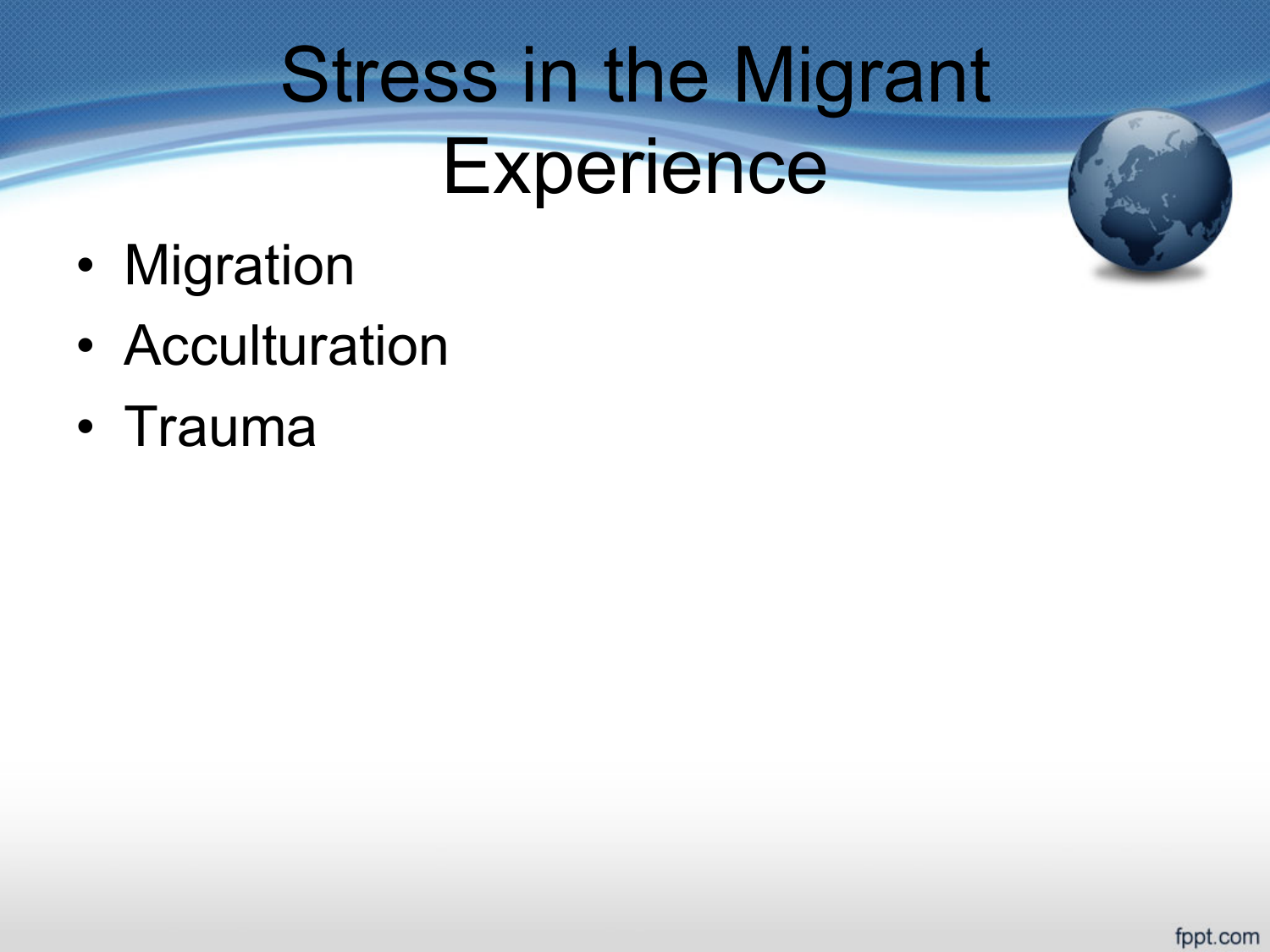# Stress in the Migrant Experience

- Migration
- Acculturation
- Trauma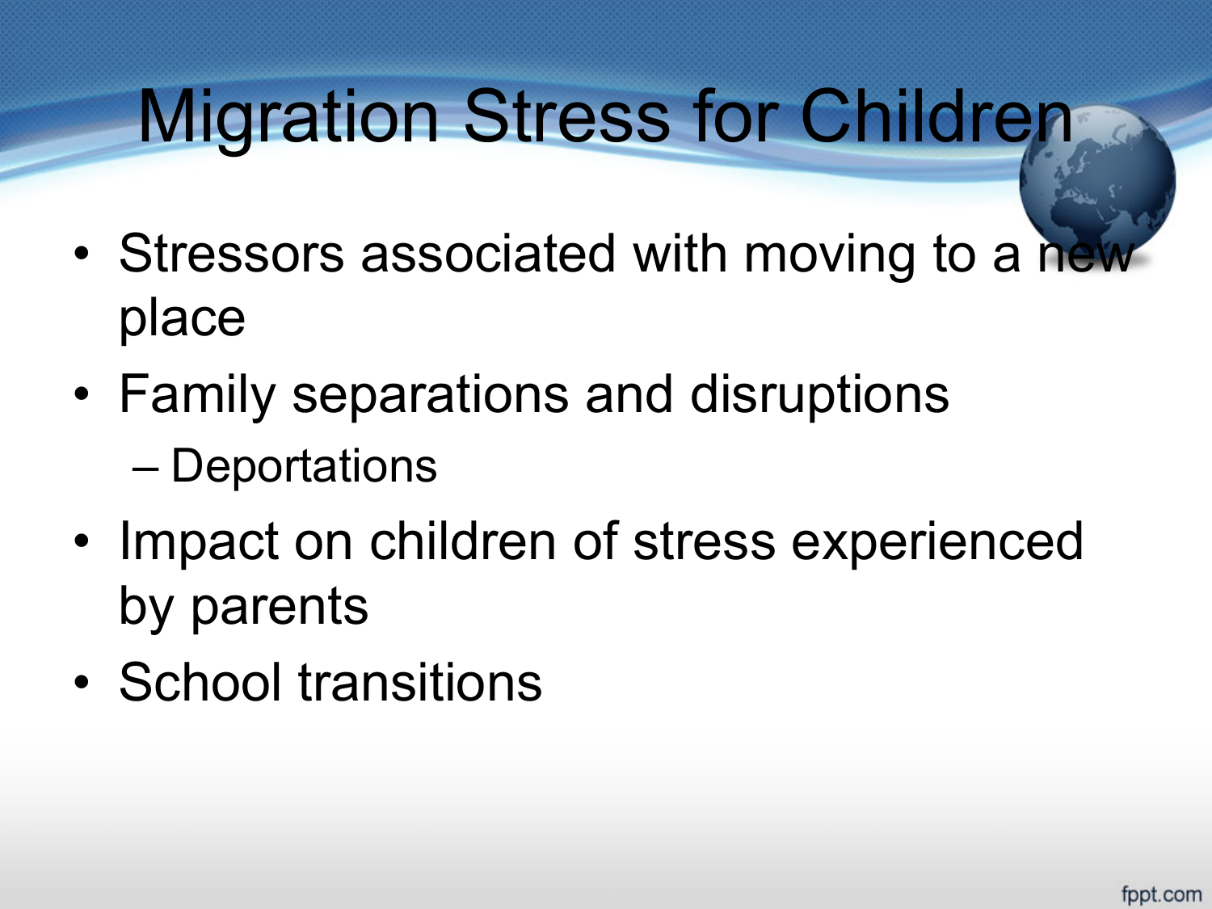# Migration Stress for Children

- Stressors associated with moving to a new place
- Family separations and disruptions
  - Deportations
- Impact on children of stress experienced by parents
- School transitions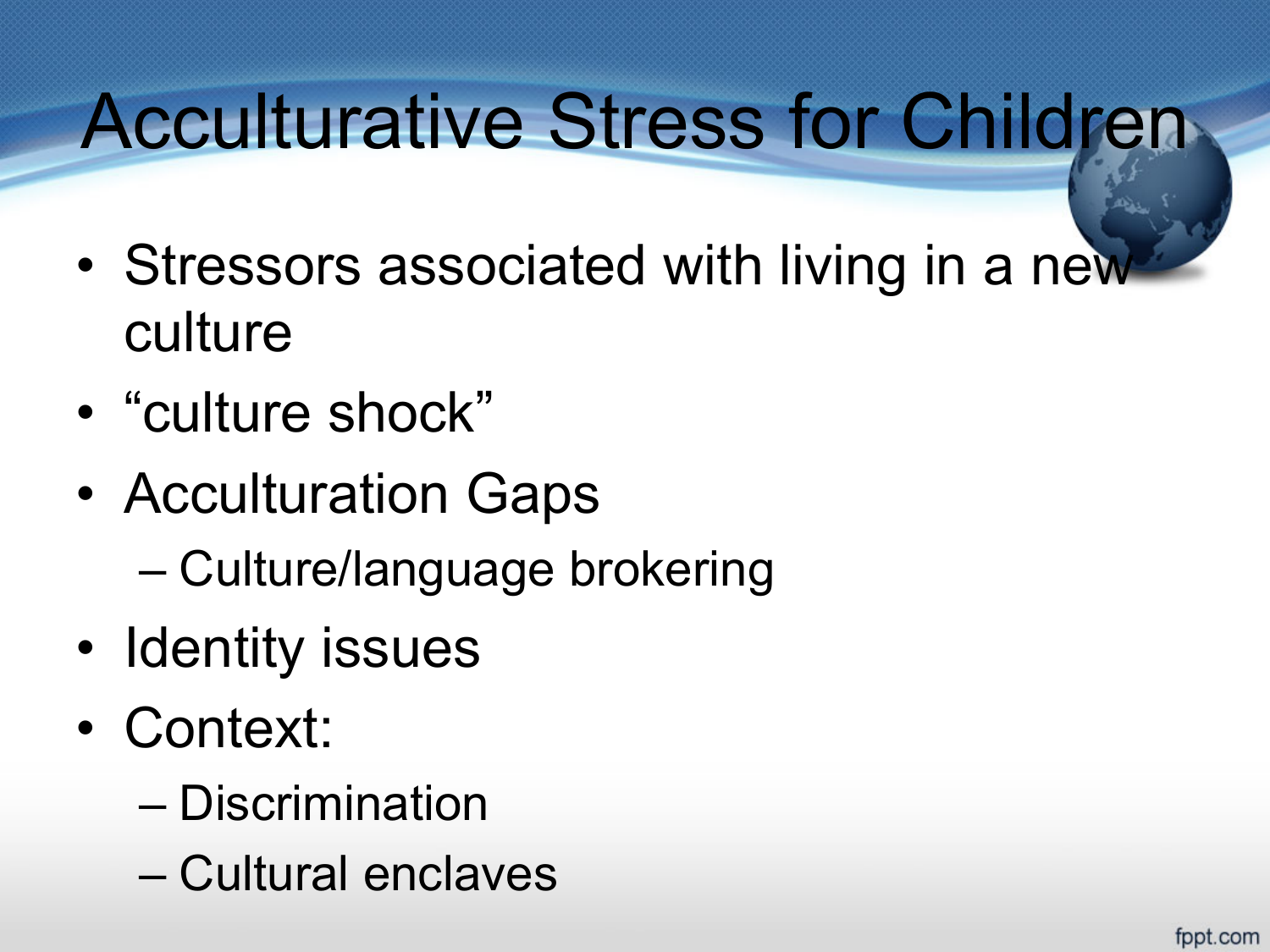# Acculturative Stress for Children

- Stressors associated with living in a new culture
- “culture shock”
- Acculturation Gaps
  - Culture/language brokering
- Identity issues
- Context:
  - Discrimination
  - Cultural enclaves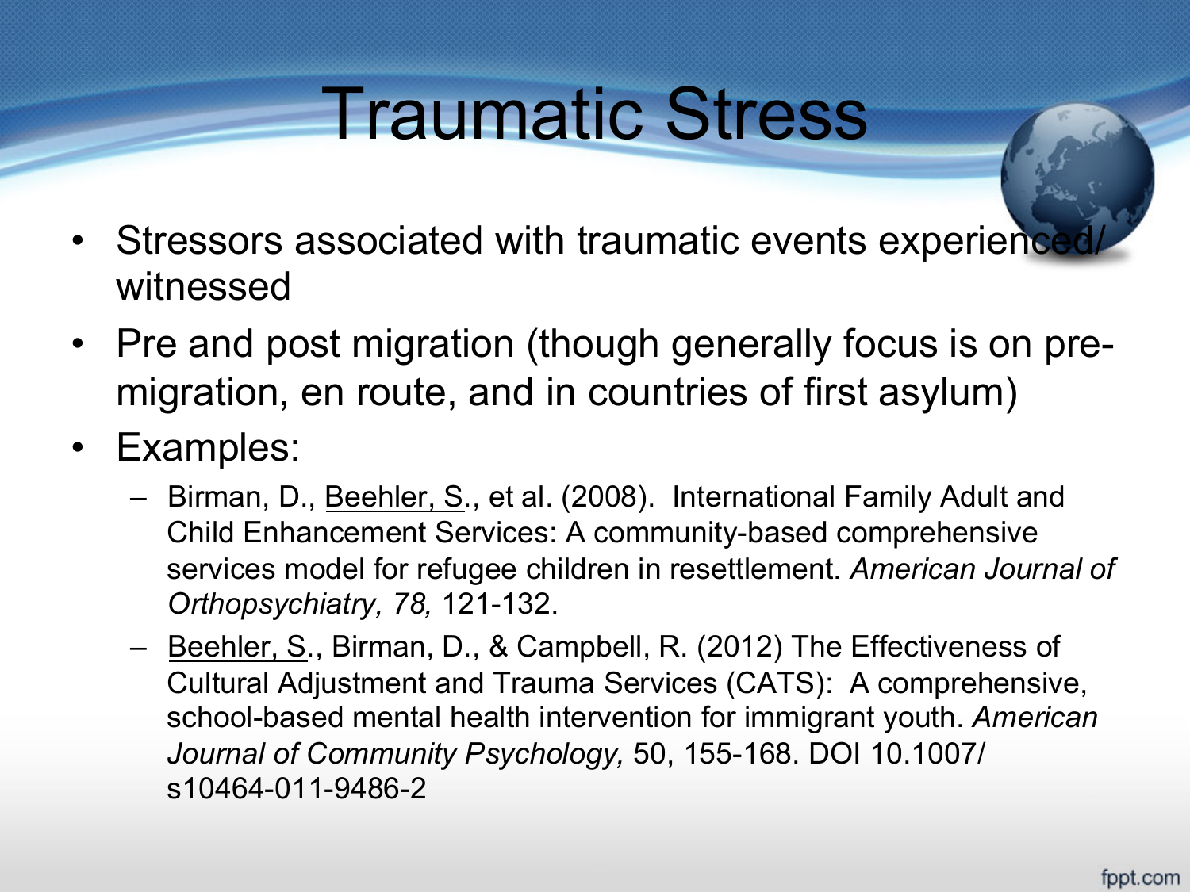# Traumatic Stress

- Stressors associated with traumatic events experienced/ witnessed
- Pre and post migration (though generally focus is on pre-migration, en route, and in countries of first asylum)
- Examples:
  - Birman, D., Beehler, S., et al. (2008). International Family Adult and Child Enhancement Services: A community-based comprehensive services model for refugee children in resettlement. *American Journal of Orthopsychiatry, 78,* 121-132.
  - Beehler, S., Birman, D., & Campbell, R. (2012) The Effectiveness of Cultural Adjustment and Trauma Services (CATS): A comprehensive, school-based mental health intervention for immigrant youth. *American Journal of Community Psychology,* 50, 155-168. DOI 10.1007/ s10464-011-9486-2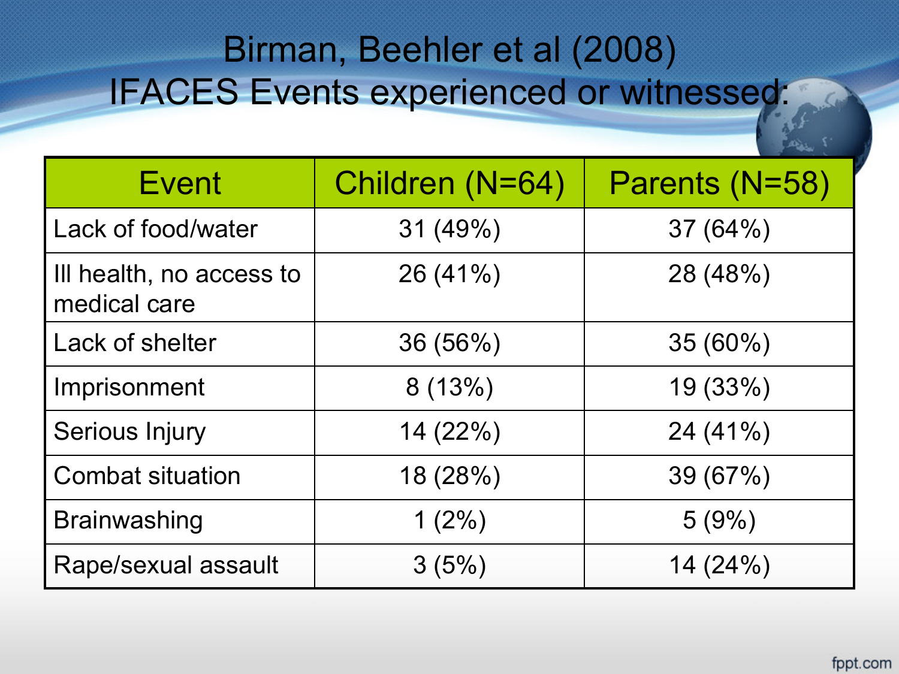# Birman, Beehler et al (2008)
# IFACES Events experienced or witnessed:

| Event | Children (N=64) | Parents (N=58) |
|---|---|---|
| Lack of food/water | 31 (49%) | 37 (64%) |
| Ill health, no access to medical care | 26 (41%) | 28 (48%) |
| Lack of shelter | 36 (56%) | 35 (60%) |
| Imprisonment | 8 (13%) | 19 (33%) |
| Serious Injury | 14 (22%) | 24 (41%) |
| Combat situation | 18 (28%) | 39 (67%) |
| Brainwashing | 1 (2%) | 5 (9%) |
| Rape/sexual assault | 3 (5%) | 14 (24%) |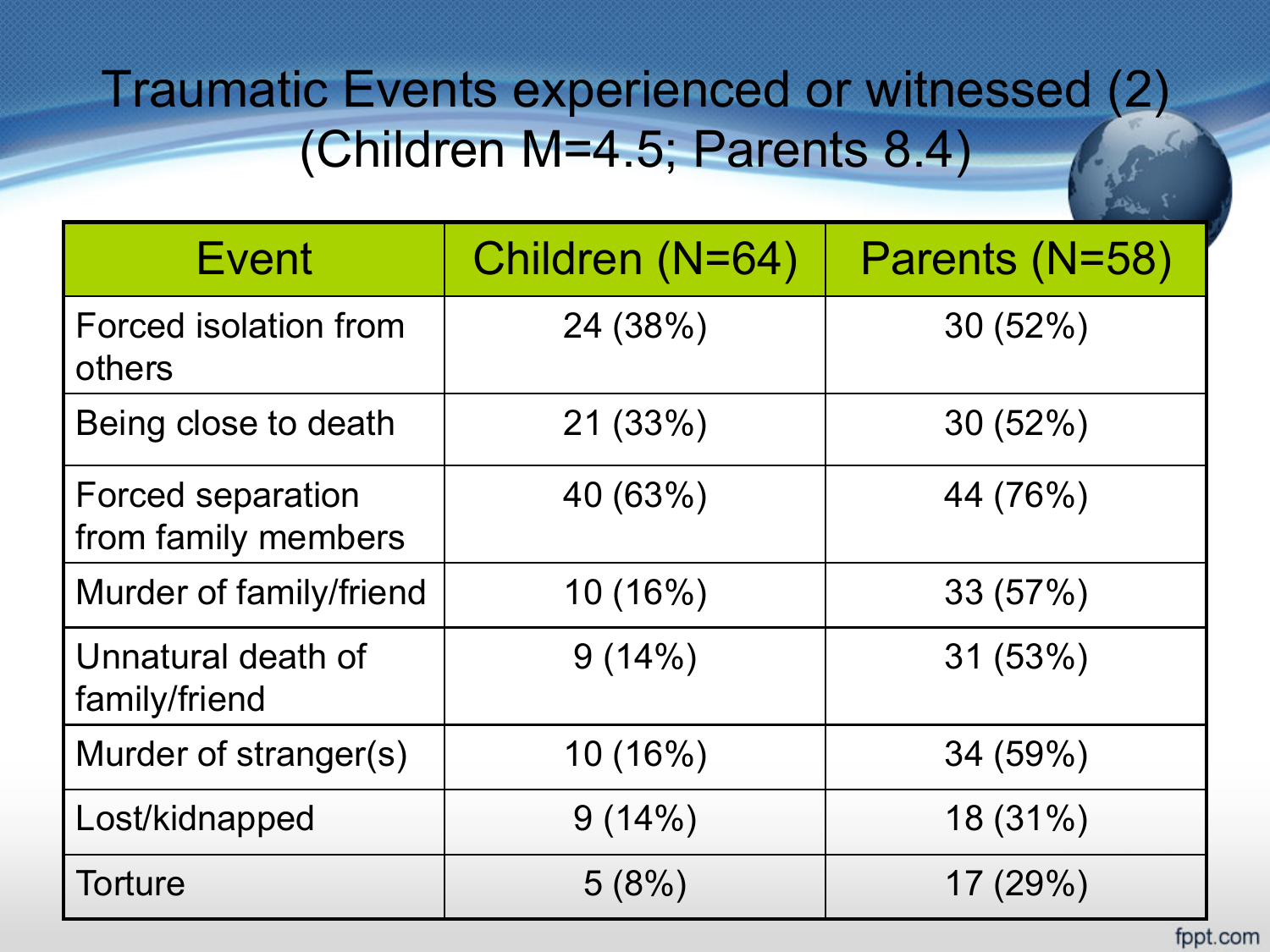# Traumatic Events experienced or witnessed (2) (Children M=4.5; Parents 8.4)

| Event | Children (N=64) | Parents (N=58) |
|---|---|---|
| Forced isolation from others | 24 (38%) | 30 (52%) |
| Being close to death | 21 (33%) | 30 (52%) |
| Forced separation from family members | 40 (63%) | 44 (76%) |
| Murder of family/friend | 10 (16%) | 33 (57%) |
| Unnatural death of family/friend | 9 (14%) | 31 (53%) |
| Murder of stranger(s) | 10 (16%) | 34 (59%) |
| Lost/kidnapped | 9 (14%) | 18 (31%) |
| Torture | 5 (8%) | 17 (29%) |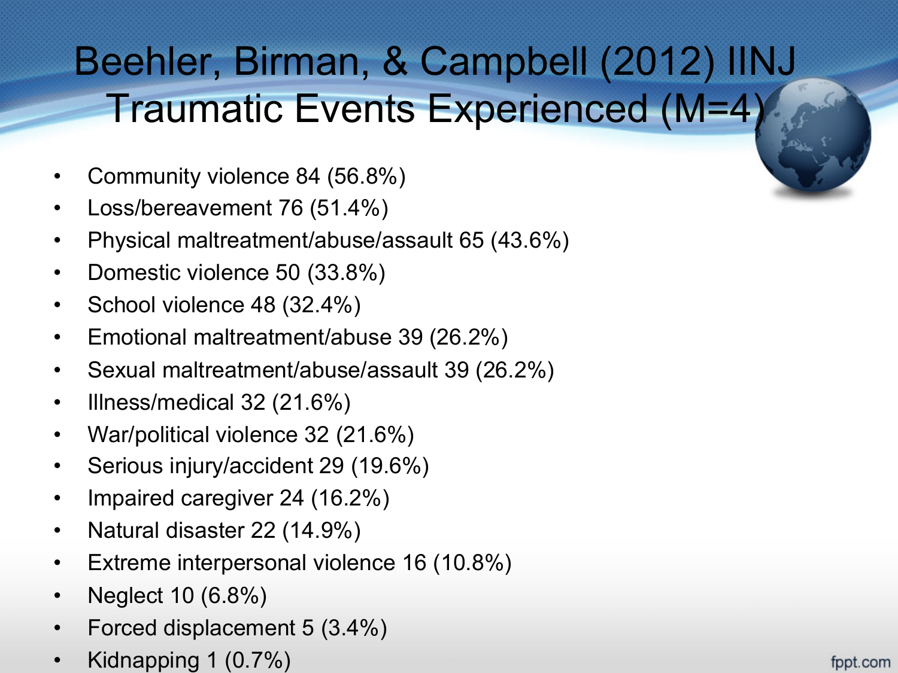# Beehler, Birman, & Campbell (2012) IINJ Traumatic Events Experienced (M=4)

- Community violence 84 (56.8%)
- Loss/bereavement 76 (51.4%)
- Physical maltreatment/abuse/assault 65 (43.6%)
- Domestic violence 50 (33.8%)
- School violence 48 (32.4%)
- Emotional maltreatment/abuse 39 (26.2%)
- Sexual maltreatment/abuse/assault 39 (26.2%)
- Illness/medical 32 (21.6%)
- War/political violence 32 (21.6%)
- Serious injury/accident 29 (19.6%)
- Impaired caregiver 24 (16.2%)
- Natural disaster 22 (14.9%)
- Extreme interpersonal violence 16 (10.8%)
- Neglect 10 (6.8%)
- Forced displacement 5 (3.4%)
- Kidnapping 1 (0.7%)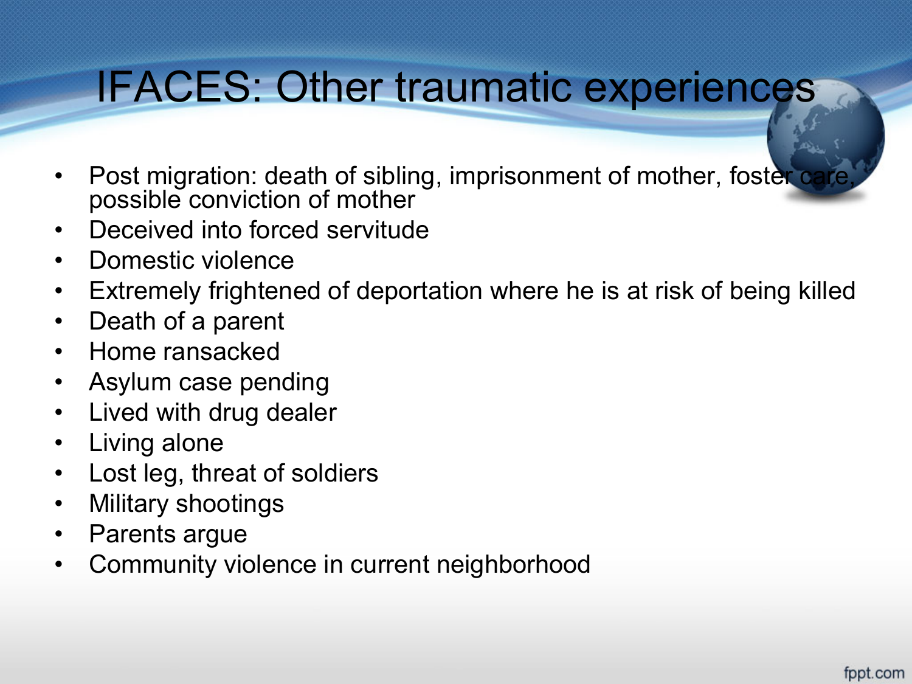# IFACES: Other traumatic experiences

- Post migration: death of sibling, imprisonment of mother, foster care, possible conviction of mother
- Deceived into forced servitude
- Domestic violence
- Extremely frightened of deportation where he is at risk of being killed
- Death of a parent
- Home ransacked
- Asylum case pending
- Lived with drug dealer
- Living alone
- Lost leg, threat of soldiers
- Military shootings
- Parents argue
- Community violence in current neighborhood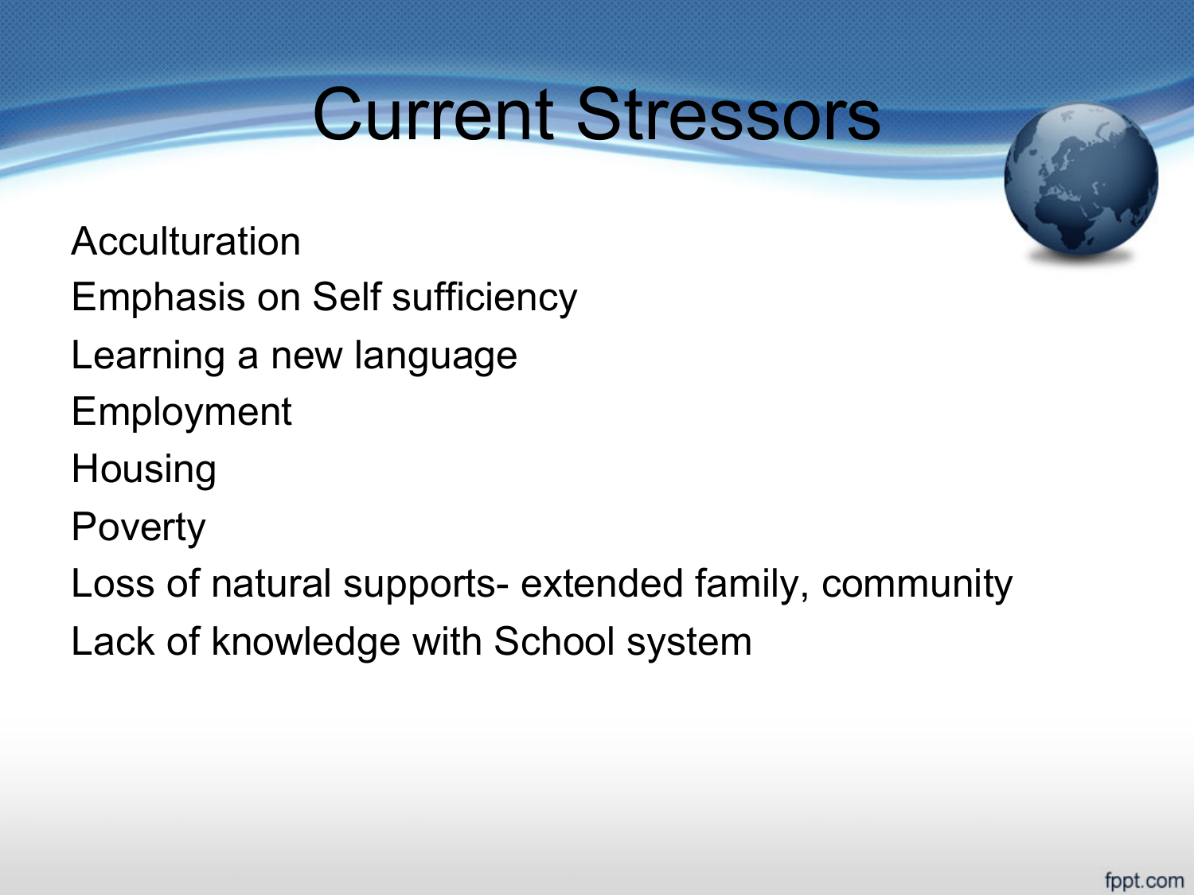# Current Stressors

- Acculturation
- Emphasis on Self sufficiency
- Learning a new language
- Employment
- Housing
- Poverty
- Loss of natural supports- extended family, community
- Lack of knowledge with School system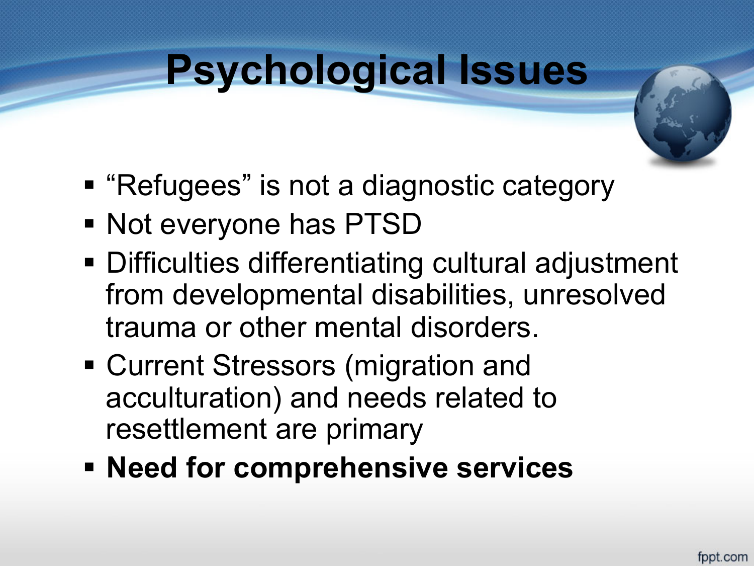# Psychological Issues

- "Refugees" is not a diagnostic category
- Not everyone has PTSD
- Difficulties differentiating cultural adjustment from developmental disabilities, unresolved trauma or other mental disorders.
- Current Stressors (migration and acculturation) and needs related to resettlement are primary
- **Need for comprehensive services**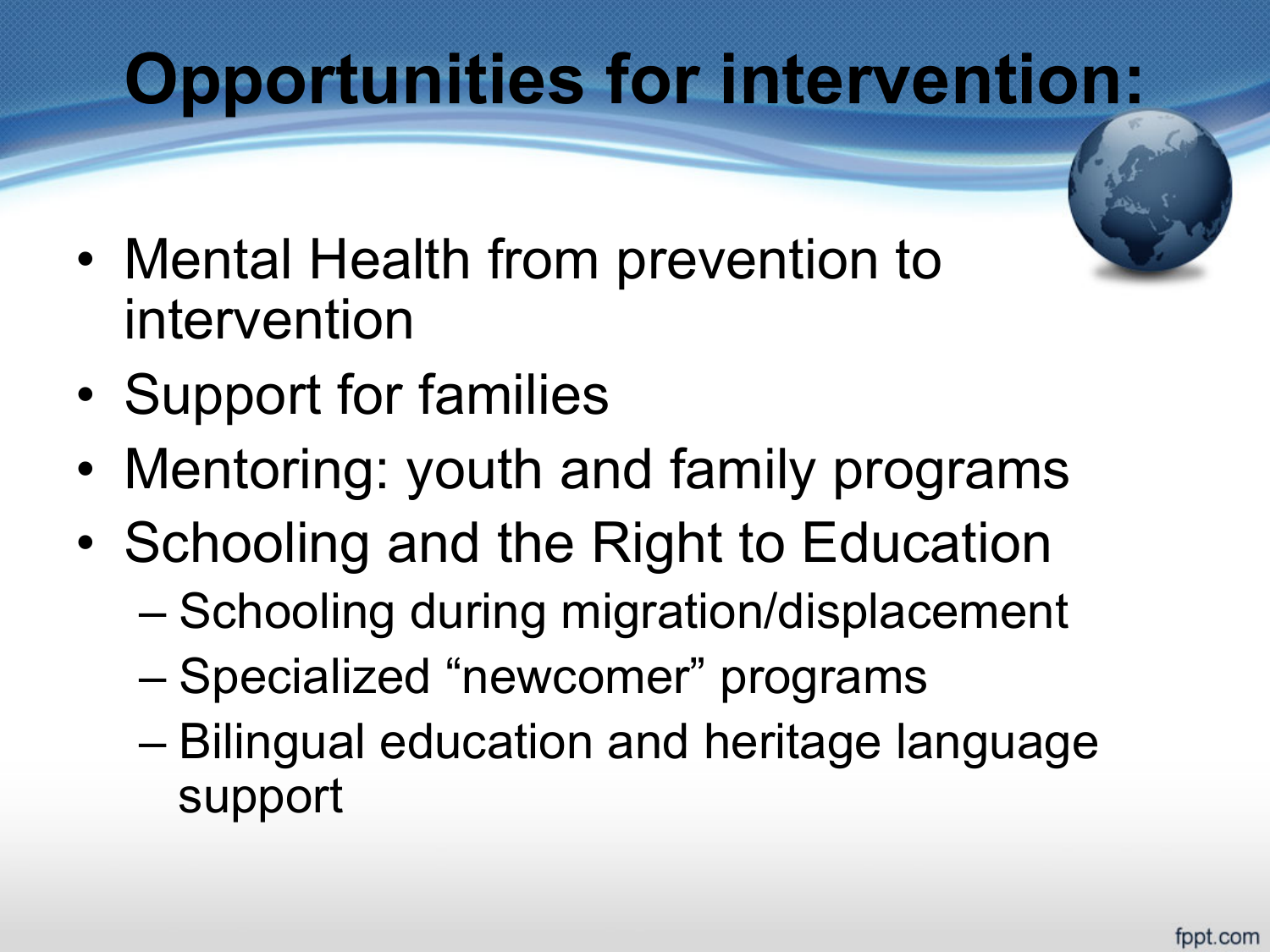# Opportunities for intervention:

- Mental Health from prevention to intervention
- Support for families
- Mentoring: youth and family programs
- Schooling and the Right to Education
  - Schooling during migration/displacement
  - Specialized “newcomer” programs
  - Bilingual education and heritage language support